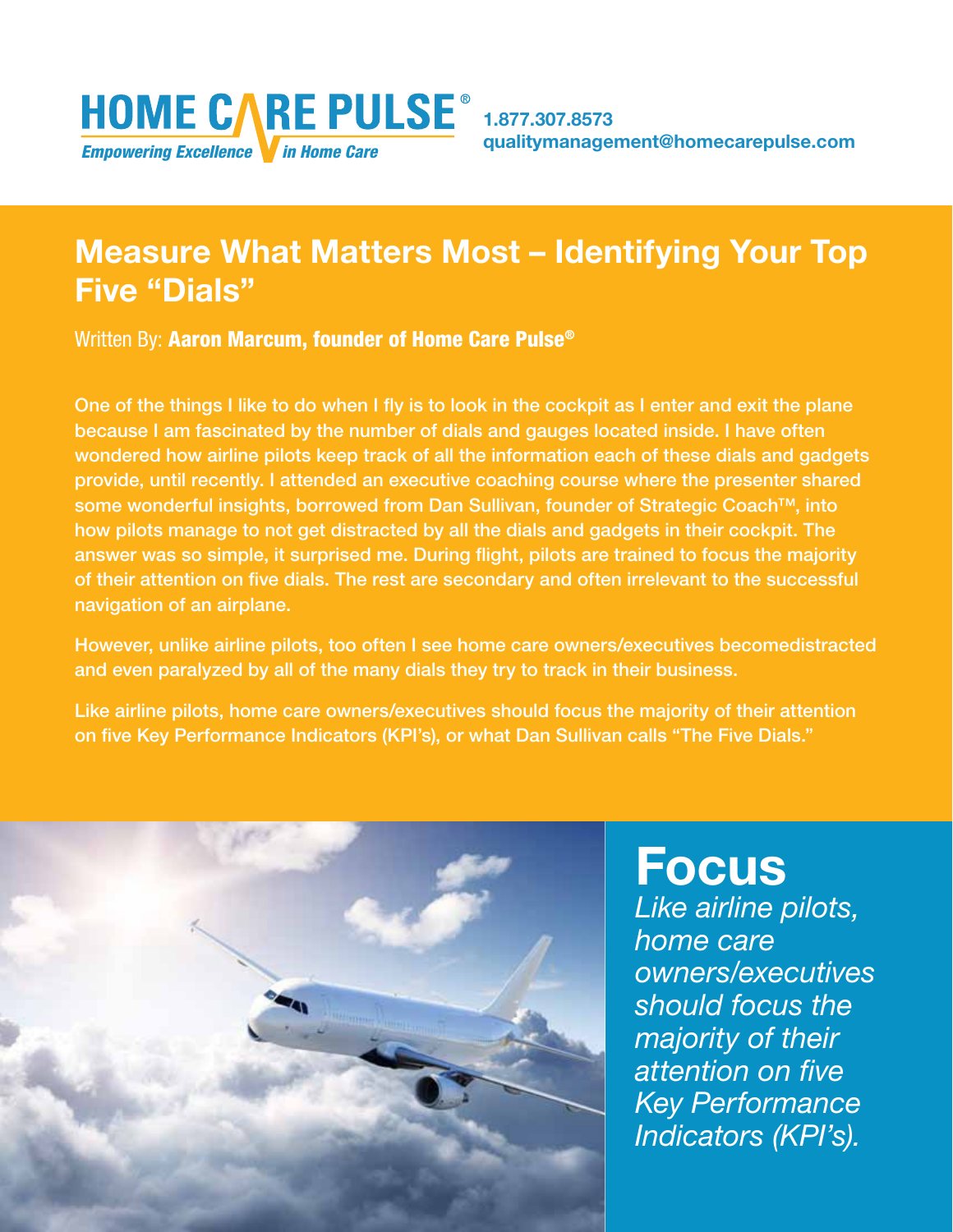# HOME CARE PULSE®

*Empowering Excellence in Home Care*

1.877.307.8573
qualitymanagement@homecarepulse.com

## Measure What Matters Most – Identifying Your Top Five "Dials"

Written By: **Aaron Marcum, founder of Home Care Pulse®**

One of the things I like to do when I fly is to look in the cockpit as I enter and exit the plane because I am fascinated by the number of dials and gauges located inside. I have often wondered how airline pilots keep track of all the information each of these dials and gadgets provide, until recently. I attended an executive coaching course where the presenter shared some wonderful insights, borrowed from Dan Sullivan, founder of Strategic Coach™, into how pilots manage to not get distracted by all the dials and gadgets in their cockpit. The answer was so simple, it surprised me. During flight, pilots are trained to focus the majority of their attention on five dials. The rest are secondary and often irrelevant to the successful navigation of an airplane.

However, unlike airline pilots, too often I see home care owners/executives becomedistracted and even paralyzed by all of the many dials they try to track in their business.

Like airline pilots, home care owners/executives should focus the majority of their attention on five Key Performance Indicators (KPI's), or what Dan Sullivan calls "The Five Dials."

## Focus

*Like airline pilots, home care owners/executives should focus the majority of their attention on five Key Performance Indicators (KPI's).*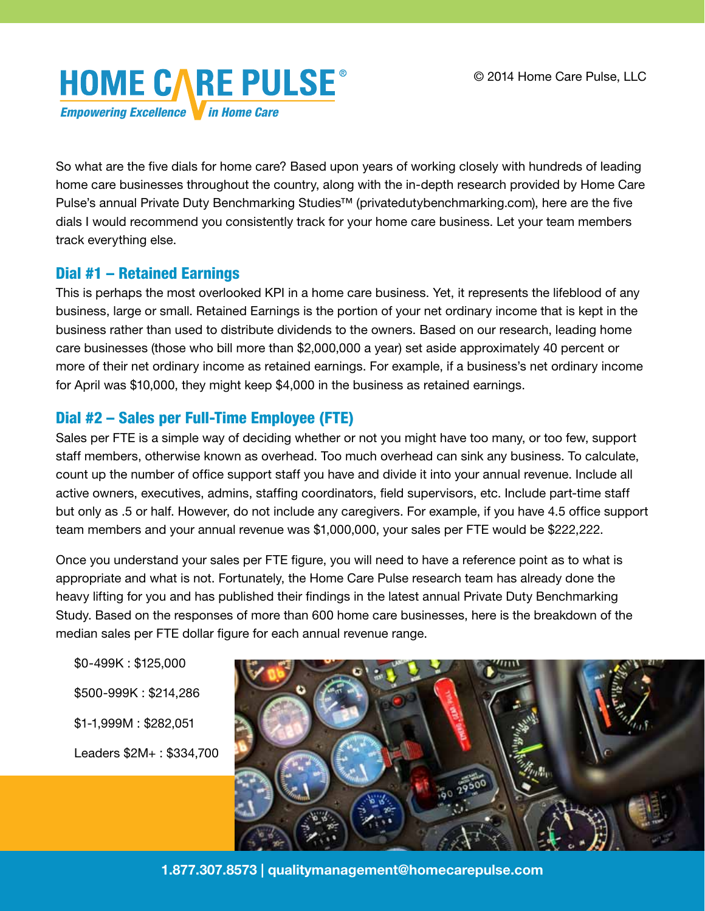So what are the five dials for home care? Based upon years of working closely with hundreds of leading home care businesses throughout the country, along with the in-depth research provided by Home Care Pulse's annual Private Duty Benchmarking Studies™ (privatedutybenchmarking.com), here are the five dials I would recommend you consistently track for your home care business. Let your team members track everything else.

## Dial #1 – Retained Earnings

This is perhaps the most overlooked KPI in a home care business. Yet, it represents the lifeblood of any business, large or small. Retained Earnings is the portion of your net ordinary income that is kept in the business rather than used to distribute dividends to the owners. Based on our research, leading home care businesses (those who bill more than $2,000,000 a year) set aside approximately 40 percent or more of their net ordinary income as retained earnings. For example, if a business's net ordinary income for April was $10,000, they might keep $4,000 in the business as retained earnings.

## Dial #2 – Sales per Full-Time Employee (FTE)

Sales per FTE is a simple way of deciding whether or not you might have too many, or too few, support staff members, otherwise known as overhead. Too much overhead can sink any business. To calculate, count up the number of office support staff you have and divide it into your annual revenue. Include all active owners, executives, admins, staffing coordinators, field supervisors, etc. Include part-time staff but only as .5 or half. However, do not include any caregivers. For example, if you have 4.5 office support team members and your annual revenue was $1,000,000, your sales per FTE would be $222,222.

Once you understand your sales per FTE figure, you will need to have a reference point as to what is appropriate and what is not. Fortunately, the Home Care Pulse research team has already done the heavy lifting for you and has published their findings in the latest annual Private Duty Benchmarking Study. Based on the responses of more than 600 home care businesses, here is the breakdown of the median sales per FTE dollar figure for each annual revenue range.

$0-499K : $125,000

$500-999K : $214,286

$1-1,999M : $282,051

Leaders $2M+ : $334,700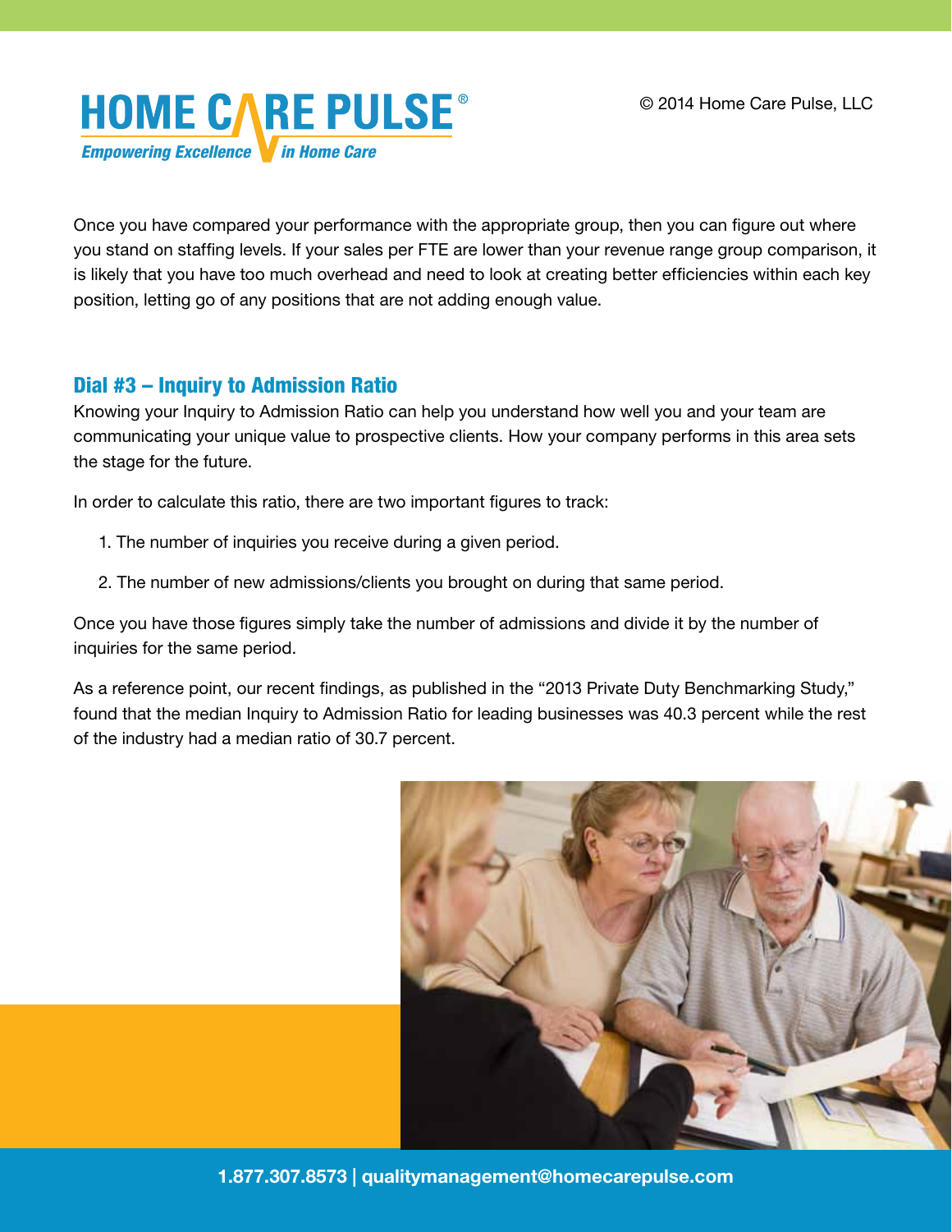Once you have compared your performance with the appropriate group, then you can figure out where you stand on staffing levels. If your sales per FTE are lower than your revenue range group comparison, it is likely that you have too much overhead and need to look at creating better efficiencies within each key position, letting go of any positions that are not adding enough value.

## Dial #3 – Inquiry to Admission Ratio

Knowing your Inquiry to Admission Ratio can help you understand how well you and your team are communicating your unique value to prospective clients. How your company performs in this area sets the stage for the future.

In order to calculate this ratio, there are two important figures to track:

1. The number of inquiries you receive during a given period.
2. The number of new admissions/clients you brought on during that same period.

Once you have those figures simply take the number of admissions and divide it by the number of inquiries for the same period.

As a reference point, our recent findings, as published in the "2013 Private Duty Benchmarking Study," found that the median Inquiry to Admission Ratio for leading businesses was 40.3 percent while the rest of the industry had a median ratio of 30.7 percent.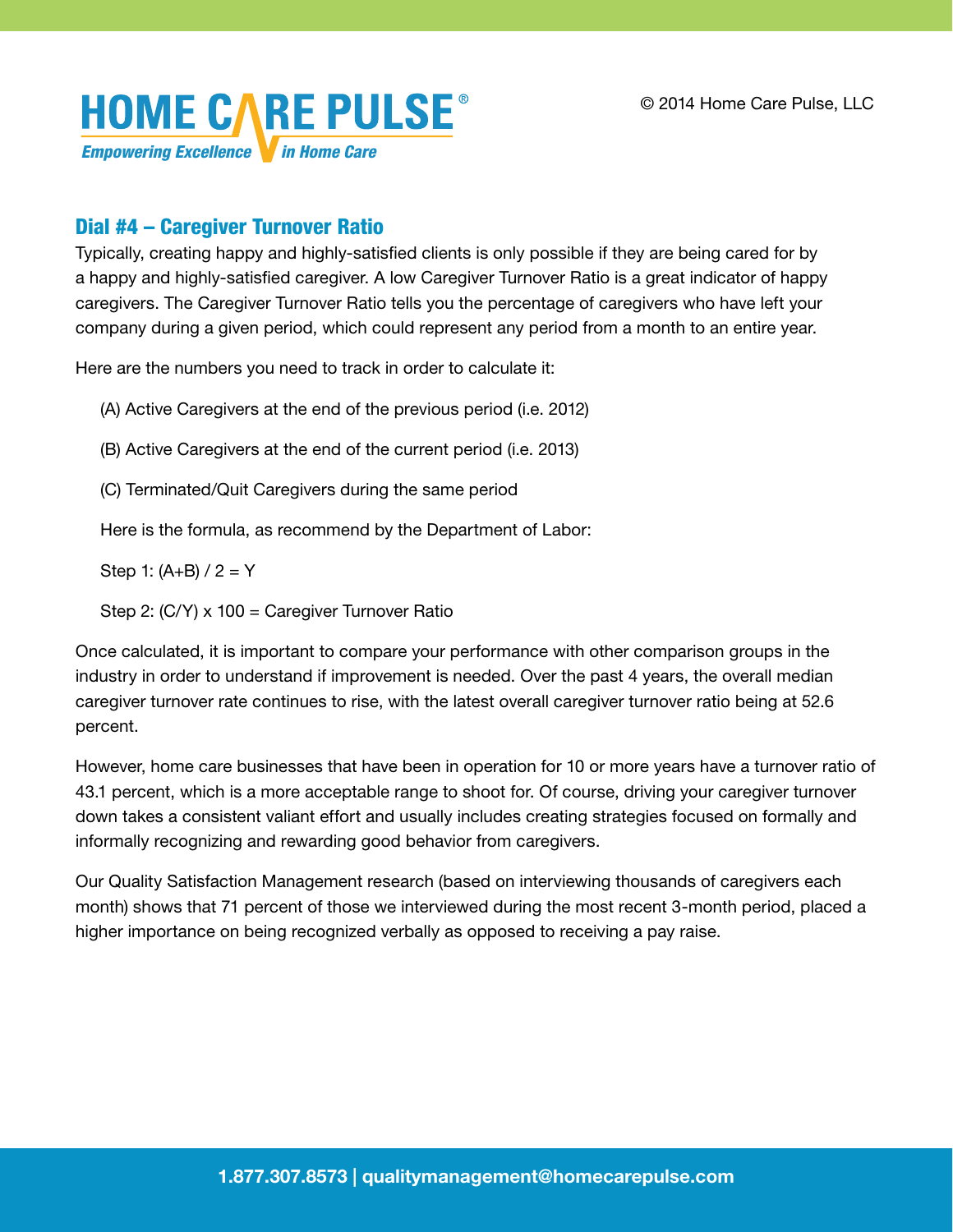## Dial #4 – Caregiver Turnover Ratio

Typically, creating happy and highly-satisfied clients is only possible if they are being cared for by a happy and highly-satisfied caregiver. A low Caregiver Turnover Ratio is a great indicator of happy caregivers. The Caregiver Turnover Ratio tells you the percentage of caregivers who have left your company during a given period, which could represent any period from a month to an entire year.

Here are the numbers you need to track in order to calculate it:

(A) Active Caregivers at the end of the previous period (i.e. 2012)

(B) Active Caregivers at the end of the current period (i.e. 2013)

(C) Terminated/Quit Caregivers during the same period

Here is the formula, as recommend by the Department of Labor:

Step 1: $(A+B) / 2 = Y$

Step 2: $(C/Y) \times 100$ = Caregiver Turnover Ratio

Once calculated, it is important to compare your performance with other comparison groups in the industry in order to understand if improvement is needed. Over the past 4 years, the overall median caregiver turnover rate continues to rise, with the latest overall caregiver turnover ratio being at 52.6 percent.

However, home care businesses that have been in operation for 10 or more years have a turnover ratio of 43.1 percent, which is a more acceptable range to shoot for. Of course, driving your caregiver turnover down takes a consistent valiant effort and usually includes creating strategies focused on formally and informally recognizing and rewarding good behavior from caregivers.

Our Quality Satisfaction Management research (based on interviewing thousands of caregivers each month) shows that 71 percent of those we interviewed during the most recent 3-month period, placed a higher importance on being recognized verbally as opposed to receiving a pay raise.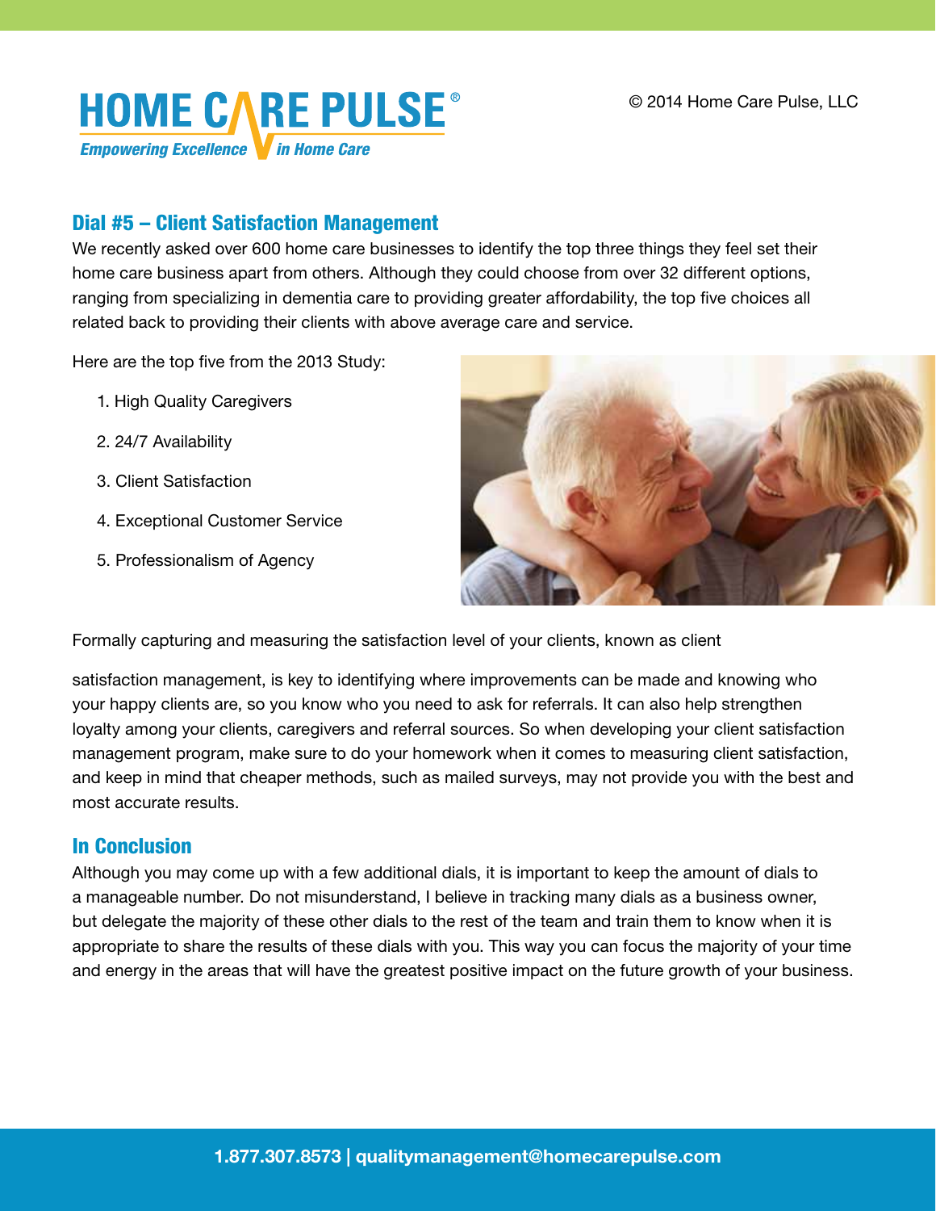## Dial #5 – Client Satisfaction Management

We recently asked over 600 home care businesses to identify the top three things they feel set their home care business apart from others. Although they could choose from over 32 different options, ranging from specializing in dementia care to providing greater affordability, the top five choices all related back to providing their clients with above average care and service.

Here are the top five from the 2013 Study:

1. High Quality Caregivers
2. 24/7 Availability
3. Client Satisfaction
4. Exceptional Customer Service
5. Professionalism of Agency

Formally capturing and measuring the satisfaction level of your clients, known as client satisfaction management, is key to identifying where improvements can be made and knowing who your happy clients are, so you know who you need to ask for referrals. It can also help strengthen loyalty among your clients, caregivers and referral sources. So when developing your client satisfaction management program, make sure to do your homework when it comes to measuring client satisfaction, and keep in mind that cheaper methods, such as mailed surveys, may not provide you with the best and most accurate results.

## In Conclusion

Although you may come up with a few additional dials, it is important to keep the amount of dials to a manageable number. Do not misunderstand, I believe in tracking many dials as a business owner, but delegate the majority of these other dials to the rest of the team and train them to know when it is appropriate to share the results of these dials with you. This way you can focus the majority of your time and energy in the areas that will have the greatest positive impact on the future growth of your business.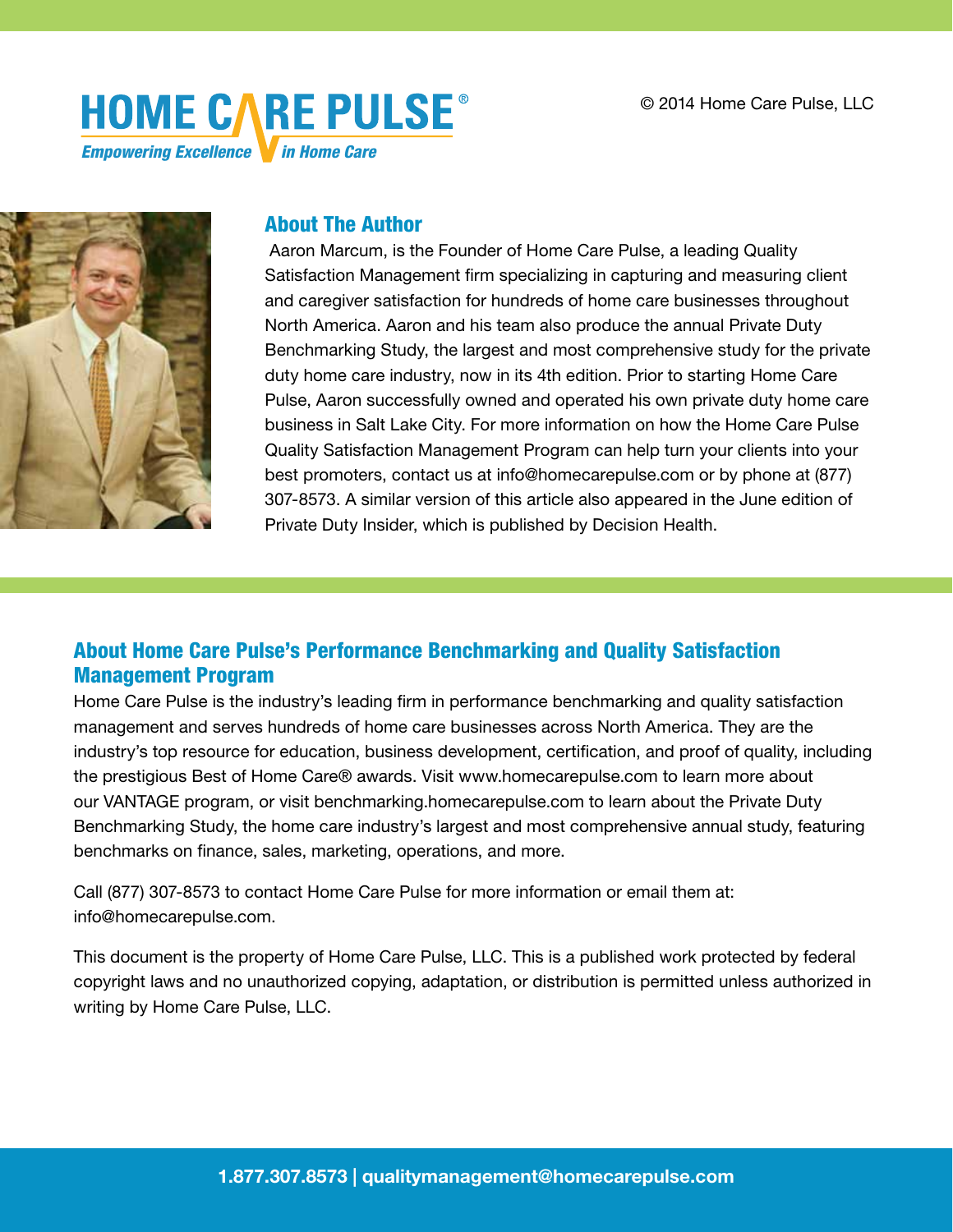HOME CARE PULSE®

*Empowering Excellence in Home Care*

© 2014 Home Care Pulse, LLC

## About The Author

Aaron Marcum, is the Founder of Home Care Pulse, a leading Quality Satisfaction Management firm specializing in capturing and measuring client and caregiver satisfaction for hundreds of home care businesses throughout North America. Aaron and his team also produce the annual Private Duty Benchmarking Study, the largest and most comprehensive study for the private duty home care industry, now in its 4th edition. Prior to starting Home Care Pulse, Aaron successfully owned and operated his own private duty home care business in Salt Lake City. For more information on how the Home Care Pulse Quality Satisfaction Management Program can help turn your clients into your best promoters, contact us at info@homecarepulse.com or by phone at (877) 307-8573. A similar version of this article also appeared in the June edition of Private Duty Insider, which is published by Decision Health.

## About Home Care Pulse's Performance Benchmarking and Quality Satisfaction Management Program

Home Care Pulse is the industry's leading firm in performance benchmarking and quality satisfaction management and serves hundreds of home care businesses across North America. They are the industry's top resource for education, business development, certification, and proof of quality, including the prestigious Best of Home Care® awards. Visit www.homecarepulse.com to learn more about our VANTAGE program, or visit benchmarking.homecarepulse.com to learn about the Private Duty Benchmarking Study, the home care industry's largest and most comprehensive annual study, featuring benchmarks on finance, sales, marketing, operations, and more.

Call (877) 307-8573 to contact Home Care Pulse for more information or email them at: info@homecarepulse.com.

This document is the property of Home Care Pulse, LLC. This is a published work protected by federal copyright laws and no unauthorized copying, adaptation, or distribution is permitted unless authorized in writing by Home Care Pulse, LLC.

**1.877.307.8573 | qualitymanagement@homecarepulse.com**